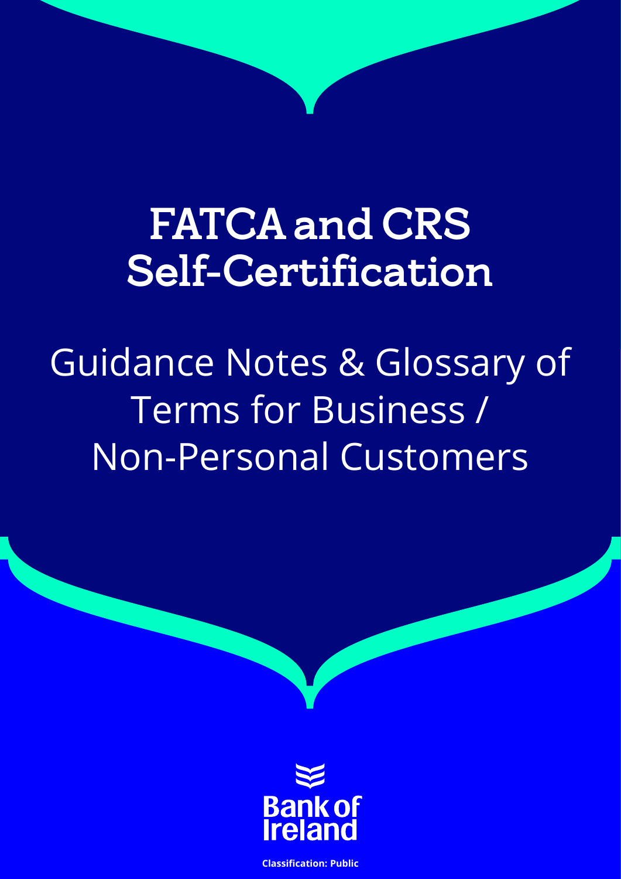# FATCA and CRS Self-Certification

## Guidance Notes & Glossary of Terms for Business / Non-Personal Customers

Bank of Ireland

**Classification: Public**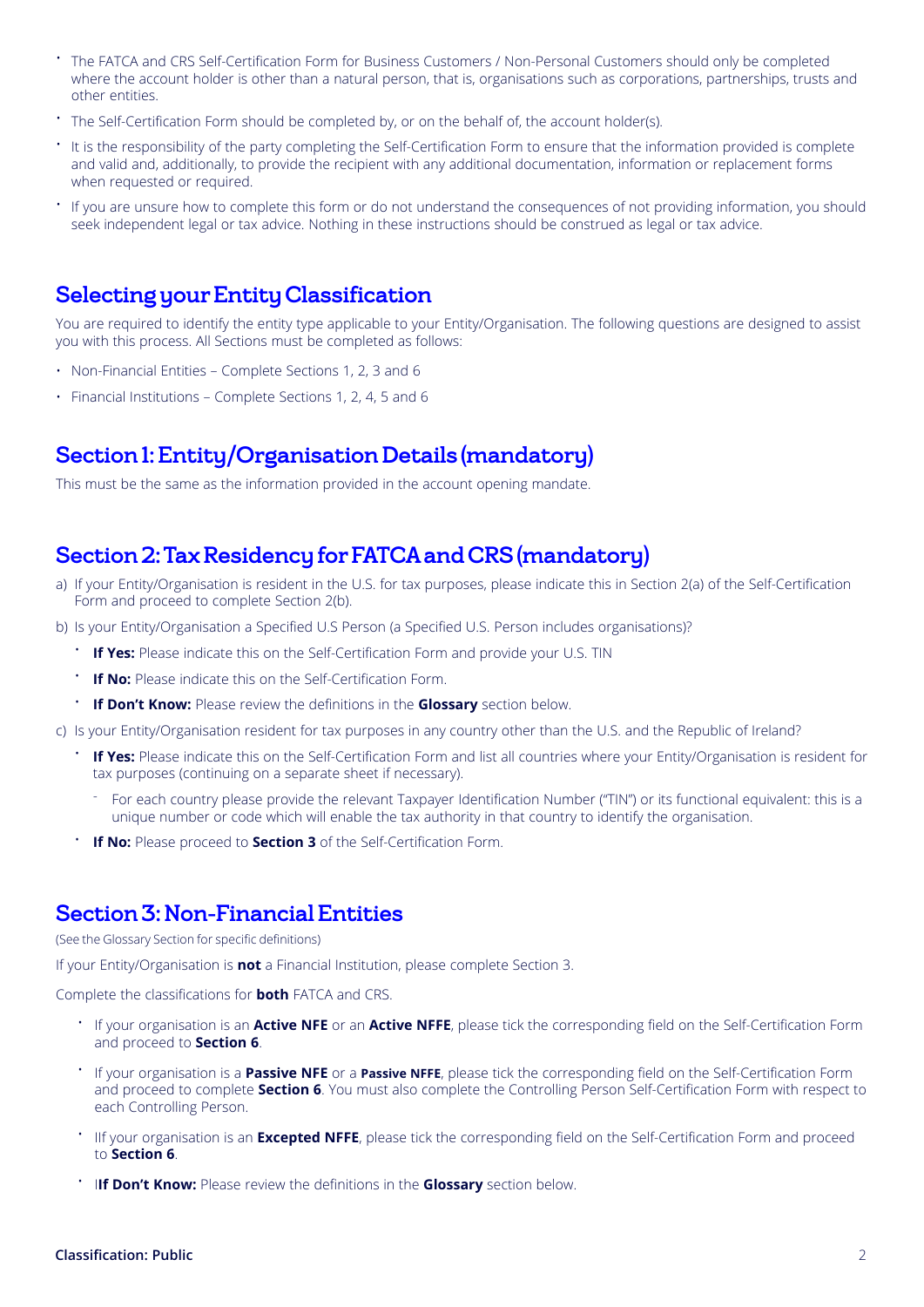- The FATCA and CRS Self-Certification Form for Business Customers / Non-Personal Customers should only be completed where the account holder is other than a natural person, that is, organisations such as corporations, partnerships, trusts and other entities.
- The Self-Certification Form should be completed by, or on the behalf of, the account holder(s).
- It is the responsibility of the party completing the Self-Certification Form to ensure that the information provided is complete and valid and, additionally, to provide the recipient with any additional documentation, information or replacement forms when requested or required.
- If you are unsure how to complete this form or do not understand the consequences of not providing information, you should seek independent legal or tax advice. Nothing in these instructions should be construed as legal or tax advice.

## Selecting your Entity Classification

You are required to identify the entity type applicable to your Entity/Organisation. The following questions are designed to assist you with this process. All Sections must be completed as follows:

- Non-Financial Entities – Complete Sections 1, 2, 3 and 6
- Financial Institutions – Complete Sections 1, 2, 4, 5 and 6

## Section 1: Entity/Organisation Details (mandatory)

This must be the same as the information provided in the account opening mandate.

## Section 2: Tax Residency for FATCA and CRS (mandatory)

a) If your Entity/Organisation is resident in the U.S. for tax purposes, please indicate this in Section 2(a) of the Self-Certification Form and proceed to complete Section 2(b).

b) Is your Entity/Organisation a Specified U.S Person (a Specified U.S. Person includes organisations)?

- **If Yes:** Please indicate this on the Self-Certification Form and provide your U.S. TIN
- **If No:** Please indicate this on the Self-Certification Form.
- **If Don't Know:** Please review the definitions in the **Glossary** section below.

c) Is your Entity/Organisation resident for tax purposes in any country other than the U.S. and the Republic of Ireland?

- **If Yes:** Please indicate this on the Self-Certification Form and list all countries where your Entity/Organisation is resident for tax purposes (continuing on a separate sheet if necessary).
  - For each country please provide the relevant Taxpayer Identification Number ("TIN") or its functional equivalent: this is a unique number or code which will enable the tax authority in that country to identify the organisation.
- **If No:** Please proceed to **Section 3** of the Self-Certification Form.

## Section 3: Non-Financial Entities

(See the Glossary Section for specific definitions)

If your Entity/Organisation is **not** a Financial Institution, please complete Section 3.

Complete the classifications for **both** FATCA and CRS.

- If your organisation is an **Active NFE** or an **Active NFFE**, please tick the corresponding field on the Self-Certification Form and proceed to **Section 6**.
- If your organisation is a **Passive NFE** or a **Passive NFFE**, please tick the corresponding field on the Self-Certification Form and proceed to complete **Section 6**. You must also complete the Controlling Person Self-Certification Form with respect to each Controlling Person.
- IIf your organisation is an **Excepted NFFE**, please tick the corresponding field on the Self-Certification Form and proceed to **Section 6**.
- I**If Don't Know:** Please review the definitions in the **Glossary** section below.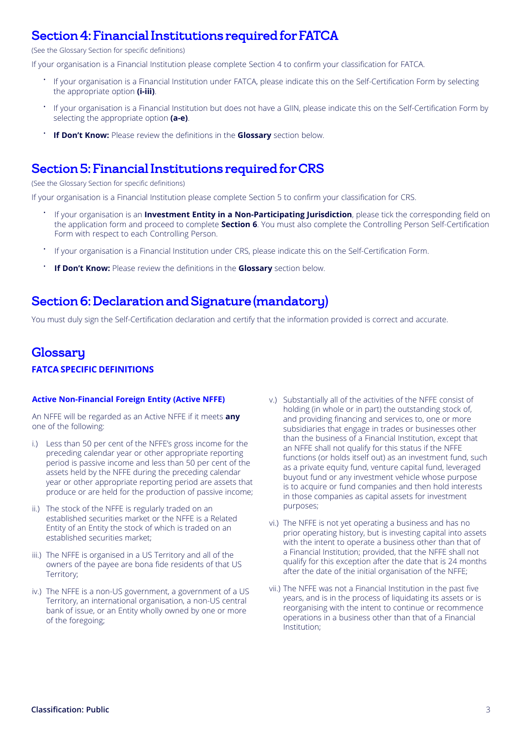## Section 4: Financial Institutions required for FATCA

(See the Glossary Section for specific definitions)

If your organisation is a Financial Institution please complete Section 4 to confirm your classification for FATCA.

- If your organisation is a Financial Institution under FATCA, please indicate this on the Self-Certification Form by selecting the appropriate option **(i-iii)**.
- If your organisation is a Financial Institution but does not have a GIIN, please indicate this on the Self-Certification Form by selecting the appropriate option **(a-e)**.
- **If Don't Know:** Please review the definitions in the **Glossary** section below.

## Section 5: Financial Institutions required for CRS

(See the Glossary Section for specific definitions)

If your organisation is a Financial Institution please complete Section 5 to confirm your classification for CRS.

- If your organisation is an **Investment Entity in a Non-Participating Jurisdiction**, please tick the corresponding field on the application form and proceed to complete **Section 6**. You must also complete the Controlling Person Self-Certification Form with respect to each Controlling Person.
- If your organisation is a Financial Institution under CRS, please indicate this on the Self-Certification Form.
- **If Don't Know:** Please review the definitions in the **Glossary** section below.

## Section 6: Declaration and Signature (mandatory)

You must duly sign the Self-Certification declaration and certify that the information provided is correct and accurate.

## Glossary

### FATCA SPECIFIC DEFINITIONS

**Active Non-Financial Foreign Entity (Active NFFE)**

An NFFE will be regarded as an Active NFFE if it meets **any** one of the following:

i.) Less than 50 per cent of the NFFE's gross income for the preceding calendar year or other appropriate reporting period is passive income and less than 50 per cent of the assets held by the NFFE during the preceding calendar year or other appropriate reporting period are assets that produce or are held for the production of passive income;

ii.) The stock of the NFFE is regularly traded on an established securities market or the NFFE is a Related Entity of an Entity the stock of which is traded on an established securities market;

iii.) The NFFE is organised in a US Territory and all of the owners of the payee are bona fide residents of that US Territory;

iv.) The NFFE is a non-US government, a government of a US Territory, an international organisation, a non-US central bank of issue, or an Entity wholly owned by one or more of the foregoing;

v.) Substantially all of the activities of the NFFE consist of holding (in whole or in part) the outstanding stock of, and providing financing and services to, one or more subsidiaries that engage in trades or businesses other than the business of a Financial Institution, except that an NFFE shall not qualify for this status if the NFFE functions (or holds itself out) as an investment fund, such as a private equity fund, venture capital fund, leveraged buyout fund or any investment vehicle whose purpose is to acquire or fund companies and then hold interests in those companies as capital assets for investment purposes;

vi.) The NFFE is not yet operating a business and has no prior operating history, but is investing capital into assets with the intent to operate a business other than that of a Financial Institution; provided, that the NFFE shall not qualify for this exception after the date that is 24 months after the date of the initial organisation of the NFFE;

vii.) The NFFE was not a Financial Institution in the past five years, and is in the process of liquidating its assets or is reorganising with the intent to continue or recommence operations in a business other than that of a Financial Institution;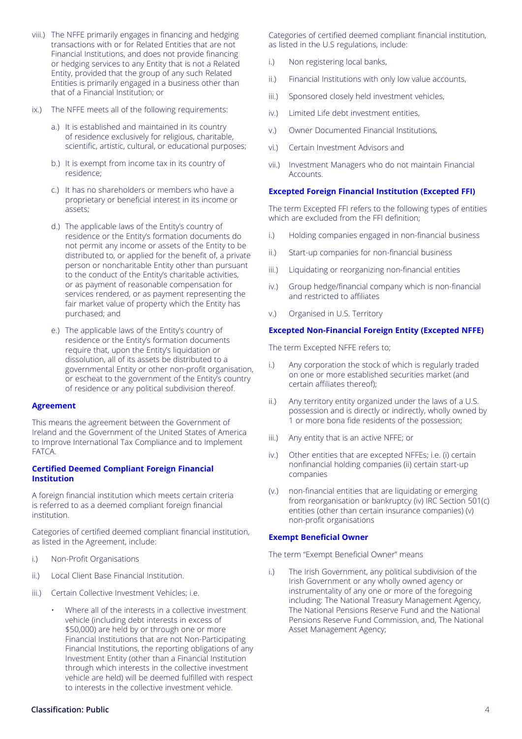viii.) The NFFE primarily engages in financing and hedging transactions with or for Related Entities that are not Financial Institutions, and does not provide financing or hedging services to any Entity that is not a Related Entity, provided that the group of any such Related Entities is primarily engaged in a business other than that of a Financial Institution; or

ix.) The NFFE meets all of the following requirements:

a.) It is established and maintained in its country of residence exclusively for religious, charitable, scientific, artistic, cultural, or educational purposes;

b.) It is exempt from income tax in its country of residence;

c.) It has no shareholders or members who have a proprietary or beneficial interest in its income or assets;

d.) The applicable laws of the Entity's country of residence or the Entity's formation documents do not permit any income or assets of the Entity to be distributed to, or applied for the benefit of, a private person or noncharitable Entity other than pursuant to the conduct of the Entity's charitable activities, or as payment of reasonable compensation for services rendered, or as payment representing the fair market value of property which the Entity has purchased; and

e.) The applicable laws of the Entity's country of residence or the Entity's formation documents require that, upon the Entity's liquidation or dissolution, all of its assets be distributed to a governmental Entity or other non-profit organisation, or escheat to the government of the Entity's country of residence or any political subdivision thereof.

### Agreement

This means the agreement between the Government of Ireland and the Government of the United States of America to Improve International Tax Compliance and to Implement FATCA.

### Certified Deemed Compliant Foreign Financial Institution

A foreign financial institution which meets certain criteria is referred to as a deemed compliant foreign financial institution.

Categories of certified deemed compliant financial institution, as listed in the Agreement, include:

i.) Non-Profit Organisations

ii.) Local Client Base Financial Institution.

iii.) Certain Collective Investment Vehicles; i.e.

- Where all of the interests in a collective investment vehicle (including debt interests in excess of $50,000) are held by or through one or more Financial Institutions that are not Non-Participating Financial Institutions, the reporting obligations of any Investment Entity (other than a Financial Institution through which interests in the collective investment vehicle are held) will be deemed fulfilled with respect to interests in the collective investment vehicle.

Categories of certified deemed compliant financial institution, as listed in the U.S regulations, include:

i.) Non registering local banks,

ii.) Financial Institutions with only low value accounts,

iii.) Sponsored closely held investment vehicles,

iv.) Limited Life debt investment entities,

v.) Owner Documented Financial Institutions,

vi.) Certain Investment Advisors and

vii.) Investment Managers who do not maintain Financial Accounts.

### Excepted Foreign Financial Institution (Excepted FFI)

The term Excepted FFI refers to the following types of entities which are excluded from the FFI definition;

i.) Holding companies engaged in non-financial business

ii.) Start-up companies for non-financial business

iii.) Liquidating or reorganizing non-financial entities

iv.) Group hedge/financial company which is non-financial and restricted to affiliates

v.) Organised in U.S. Territory

### Excepted Non-Financial Foreign Entity (Excepted NFFE)

The term Excepted NFFE refers to;

i.) Any corporation the stock of which is regularly traded on one or more established securities market (and certain affiliates thereof);

ii.) Any territory entity organized under the laws of a U.S. possession and is directly or indirectly, wholly owned by 1 or more bona fide residents of the possession;

iii.) Any entity that is an active NFFE; or

iv.) Other entities that are excepted NFFEs; i.e. (i) certain nonfinancial holding companies (ii) certain start-up companies

(v.) non-financial entities that are liquidating or emerging from reorganisation or bankruptcy (iv) IRC Section 501(c) entities (other than certain insurance companies) (v) non-profit organisations

### Exempt Beneficial Owner

The term "Exempt Beneficial Owner" means

i.) The Irish Government, any political subdivision of the Irish Government or any wholly owned agency or instrumentality of any one or more of the foregoing including: The National Treasury Management Agency, The National Pensions Reserve Fund and the National Pensions Reserve Fund Commission, and, The National Asset Management Agency;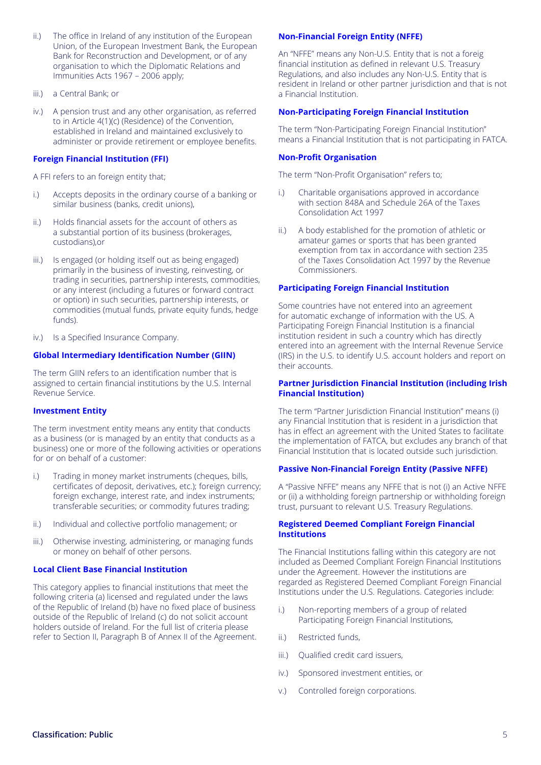ii.) The office in Ireland of any institution of the European Union, of the European Investment Bank, the European Bank for Reconstruction and Development, or of any organisation to which the Diplomatic Relations and Immunities Acts 1967 – 2006 apply;

iii.) a Central Bank; or

iv.) A pension trust and any other organisation, as referred to in Article 4(1)(c) (Residence) of the Convention, established in Ireland and maintained exclusively to administer or provide retirement or employee benefits.

### Foreign Financial Institution (FFI)

A FFI refers to an foreign entity that;

i.) Accepts deposits in the ordinary course of a banking or similar business (banks, credit unions),

ii.) Holds financial assets for the account of others as a substantial portion of its business (brokerages, custodians),or

iii.) Is engaged (or holding itself out as being engaged) primarily in the business of investing, reinvesting, or trading in securities, partnership interests, commodities, or any interest (including a futures or forward contract or option) in such securities, partnership interests, or commodities (mutual funds, private equity funds, hedge funds).

iv.) Is a Specified Insurance Company.

### Global Intermediary Identification Number (GIIN)

The term GIIN refers to an identification number that is assigned to certain financial institutions by the U.S. Internal Revenue Service.

### Investment Entity

The term investment entity means any entity that conducts as a business (or is managed by an entity that conducts as a business) one or more of the following activities or operations for or on behalf of a customer:

i.) Trading in money market instruments (cheques, bills, certificates of deposit, derivatives, etc.); foreign currency; foreign exchange, interest rate, and index instruments; transferable securities; or commodity futures trading;

ii.) Individual and collective portfolio management; or

iii.) Otherwise investing, administering, or managing funds or money on behalf of other persons.

### Local Client Base Financial Institution

This category applies to financial institutions that meet the following criteria (a) licensed and regulated under the laws of the Republic of Ireland (b) have no fixed place of business outside of the Republic of Ireland (c) do not solicit account holders outside of Ireland. For the full list of criteria please refer to Section II, Paragraph B of Annex II of the Agreement.

### Non-Financial Foreign Entity (NFFE)

An "NFFE" means any Non-U.S. Entity that is not a foreig financial institution as defined in relevant U.S. Treasury Regulations, and also includes any Non-U.S. Entity that is resident in Ireland or other partner jurisdiction and that is not a Financial Institution.

### Non-Participating Foreign Financial Institution

The term "Non-Participating Foreign Financial Institution" means a Financial Institution that is not participating in FATCA.

### Non-Profit Organisation

The term "Non-Profit Organisation" refers to;

i.) Charitable organisations approved in accordance with section 848A and Schedule 26A of the Taxes Consolidation Act 1997

ii.) A body established for the promotion of athletic or amateur games or sports that has been granted exemption from tax in accordance with section 235 of the Taxes Consolidation Act 1997 by the Revenue Commissioners.

### Participating Foreign Financial Institution

Some countries have not entered into an agreement for automatic exchange of information with the US. A Participating Foreign Financial Institution is a financial institution resident in such a country which has directly entered into an agreement with the Internal Revenue Service (IRS) in the U.S. to identify U.S. account holders and report on their accounts.

### Partner Jurisdiction Financial Institution (including Irish Financial Institution)

The term "Partner Jurisdiction Financial Institution" means (i) any Financial Institution that is resident in a jurisdiction that has in effect an agreement with the United States to facilitate the implementation of FATCA, but excludes any branch of that Financial Institution that is located outside such jurisdiction.

### Passive Non-Financial Foreign Entity (Passive NFFE)

A "Passive NFFE" means any NFFE that is not (i) an Active NFFE or (ii) a withholding foreign partnership or withholding foreign trust, pursuant to relevant U.S. Treasury Regulations.

### Registered Deemed Compliant Foreign Financial Institutions

The Financial Institutions falling within this category are not included as Deemed Compliant Foreign Financial Institutions under the Agreement. However the institutions are regarded as Registered Deemed Compliant Foreign Financial Institutions under the U.S. Regulations. Categories include:

i.) Non-reporting members of a group of related Participating Foreign Financial Institutions,

ii.) Restricted funds,

iii.) Qualified credit card issuers,

iv.) Sponsored investment entities, or

v.) Controlled foreign corporations.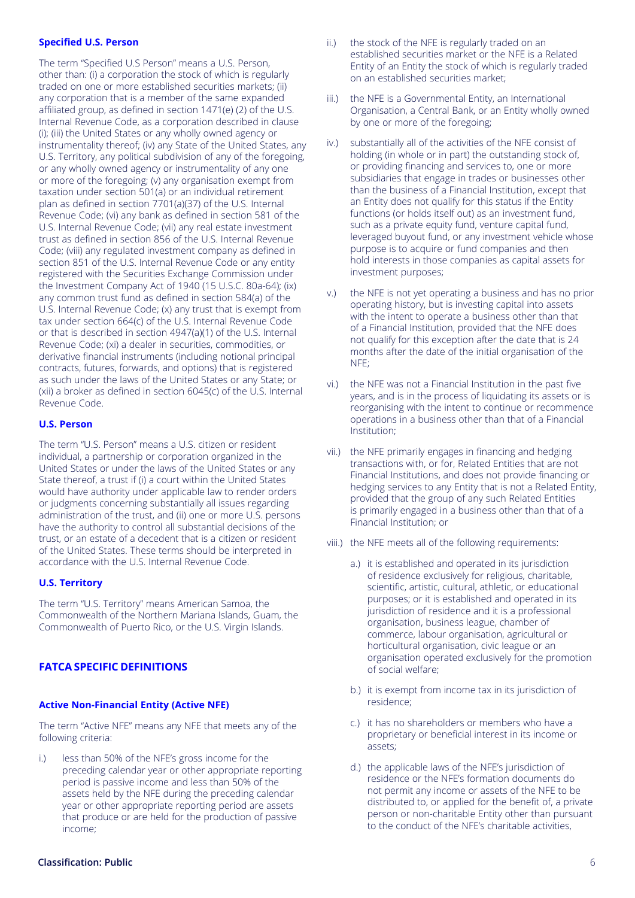### Specified U.S. Person

The term "Specified U.S Person" means a U.S. Person, other than: (i) a corporation the stock of which is regularly traded on one or more established securities markets; (ii) any corporation that is a member of the same expanded affiliated group, as defined in section 1471(e) (2) of the U.S. Internal Revenue Code, as a corporation described in clause (i); (iii) the United States or any wholly owned agency or instrumentality thereof; (iv) any State of the United States, any U.S. Territory, any political subdivision of any of the foregoing, or any wholly owned agency or instrumentality of any one or more of the foregoing; (v) any organisation exempt from taxation under section 501(a) or an individual retirement plan as defined in section 7701(a)(37) of the U.S. Internal Revenue Code; (vi) any bank as defined in section 581 of the U.S. Internal Revenue Code; (vii) any real estate investment trust as defined in section 856 of the U.S. Internal Revenue Code; (viii) any regulated investment company as defined in section 851 of the U.S. Internal Revenue Code or any entity registered with the Securities Exchange Commission under the Investment Company Act of 1940 (15 U.S.C. 80a-64); (ix) any common trust fund as defined in section 584(a) of the U.S. Internal Revenue Code; (x) any trust that is exempt from tax under section 664(c) of the U.S. Internal Revenue Code or that is described in section 4947(a)(1) of the U.S. Internal Revenue Code; (xi) a dealer in securities, commodities, or derivative financial instruments (including notional principal contracts, futures, forwards, and options) that is registered as such under the laws of the United States or any State; or (xii) a broker as defined in section 6045(c) of the U.S. Internal Revenue Code.

### U.S. Person

The term "U.S. Person" means a U.S. citizen or resident individual, a partnership or corporation organized in the United States or under the laws of the United States or any State thereof, a trust if (i) a court within the United States would have authority under applicable law to render orders or judgments concerning substantially all issues regarding administration of the trust, and (ii) one or more U.S. persons have the authority to control all substantial decisions of the trust, or an estate of a decedent that is a citizen or resident of the United States. These terms should be interpreted in accordance with the U.S. Internal Revenue Code.

### U.S. Territory

The term "U.S. Territory" means American Samoa, the Commonwealth of the Northern Mariana Islands, Guam, the Commonwealth of Puerto Rico, or the U.S. Virgin Islands.

## FATCA SPECIFIC DEFINITIONS

### Active Non-Financial Entity (Active NFE)

The term "Active NFE" means any NFE that meets any of the following criteria:

i.) less than 50% of the NFE's gross income for the preceding calendar year or other appropriate reporting period is passive income and less than 50% of the assets held by the NFE during the preceding calendar year or other appropriate reporting period are assets that produce or are held for the production of passive income;

ii.) the stock of the NFE is regularly traded on an established securities market or the NFE is a Related Entity of an Entity the stock of which is regularly traded on an established securities market;

iii.) the NFE is a Governmental Entity, an International Organisation, a Central Bank, or an Entity wholly owned by one or more of the foregoing;

iv.) substantially all of the activities of the NFE consist of holding (in whole or in part) the outstanding stock of, or providing financing and services to, one or more subsidiaries that engage in trades or businesses other than the business of a Financial Institution, except that an Entity does not qualify for this status if the Entity functions (or holds itself out) as an investment fund, such as a private equity fund, venture capital fund, leveraged buyout fund, or any investment vehicle whose purpose is to acquire or fund companies and then hold interests in those companies as capital assets for investment purposes;

v.) the NFE is not yet operating a business and has no prior operating history, but is investing capital into assets with the intent to operate a business other than that of a Financial Institution, provided that the NFE does not qualify for this exception after the date that is 24 months after the date of the initial organisation of the NFE;

vi.) the NFE was not a Financial Institution in the past five years, and is in the process of liquidating its assets or is reorganising with the intent to continue or recommence operations in a business other than that of a Financial Institution;

vii.) the NFE primarily engages in financing and hedging transactions with, or for, Related Entities that are not Financial Institutions, and does not provide financing or hedging services to any Entity that is not a Related Entity, provided that the group of any such Related Entities is primarily engaged in a business other than that of a Financial Institution; or

viii.) the NFE meets all of the following requirements:

a.) it is established and operated in its jurisdiction of residence exclusively for religious, charitable, scientific, artistic, cultural, athletic, or educational purposes; or it is established and operated in its jurisdiction of residence and it is a professional organisation, business league, chamber of commerce, labour organisation, agricultural or horticultural organisation, civic league or an organisation operated exclusively for the promotion of social welfare;

b.) it is exempt from income tax in its jurisdiction of residence;

c.) it has no shareholders or members who have a proprietary or beneficial interest in its income or assets;

d.) the applicable laws of the NFE's jurisdiction of residence or the NFE's formation documents do not permit any income or assets of the NFE to be distributed to, or applied for the benefit of, a private person or non-charitable Entity other than pursuant to the conduct of the NFE's charitable activities,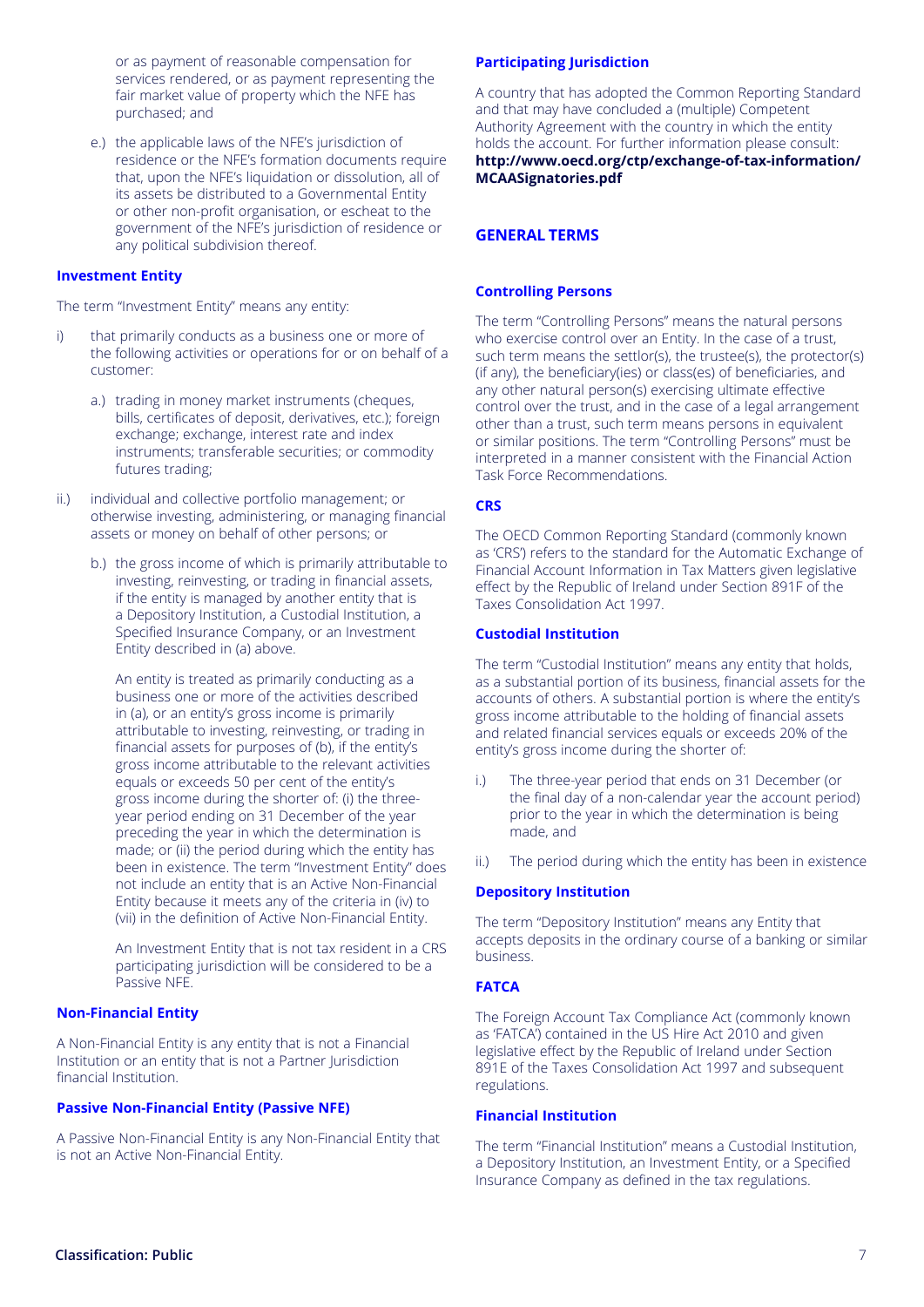or as payment of reasonable compensation for services rendered, or as payment representing the fair market value of property which the NFE has purchased; and

e.) the applicable laws of the NFE's jurisdiction of residence or the NFE's formation documents require that, upon the NFE's liquidation or dissolution, all of its assets be distributed to a Governmental Entity or other non-profit organisation, or escheat to the government of the NFE's jurisdiction of residence or any political subdivision thereof.

### Investment Entity

The term "Investment Entity" means any entity:

i) that primarily conducts as a business one or more of the following activities or operations for or on behalf of a customer:

   a.) trading in money market instruments (cheques, bills, certificates of deposit, derivatives, etc.); foreign exchange; exchange, interest rate and index instruments; transferable securities; or commodity futures trading;

ii.) individual and collective portfolio management; or otherwise investing, administering, or managing financial assets or money on behalf of other persons; or

   b.) the gross income of which is primarily attributable to investing, reinvesting, or trading in financial assets, if the entity is managed by another entity that is a Depository Institution, a Custodial Institution, a Specified Insurance Company, or an Investment Entity described in (a) above.

   An entity is treated as primarily conducting as a business one or more of the activities described in (a), or an entity's gross income is primarily attributable to investing, reinvesting, or trading in financial assets for purposes of (b), if the entity's gross income attributable to the relevant activities equals or exceeds 50 per cent of the entity's gross income during the shorter of: (i) the three-year period ending on 31 December of the year preceding the year in which the determination is made; or (ii) the period during which the entity has been in existence. The term "Investment Entity" does not include an entity that is an Active Non-Financial Entity because it meets any of the criteria in (iv) to (vii) in the definition of Active Non-Financial Entity.

   An Investment Entity that is not tax resident in a CRS participating jurisdiction will be considered to be a Passive NFE.

### Non-Financial Entity

A Non-Financial Entity is any entity that is not a Financial Institution or an entity that is not a Partner Jurisdiction financial Institution.

### Passive Non-Financial Entity (Passive NFE)

A Passive Non-Financial Entity is any Non-Financial Entity that is not an Active Non-Financial Entity.

### Participating Jurisdiction

A country that has adopted the Common Reporting Standard and that may have concluded a (multiple) Competent Authority Agreement with the country in which the entity holds the account. For further information please consult: **http://www.oecd.org/ctp/exchange-of-tax-information/MCAASignatories.pdf**

## GENERAL TERMS

### Controlling Persons

The term "Controlling Persons" means the natural persons who exercise control over an Entity. In the case of a trust, such term means the settlor(s), the trustee(s), the protector(s) (if any), the beneficiary(ies) or class(es) of beneficiaries, and any other natural person(s) exercising ultimate effective control over the trust, and in the case of a legal arrangement other than a trust, such term means persons in equivalent or similar positions. The term "Controlling Persons" must be interpreted in a manner consistent with the Financial Action Task Force Recommendations.

### CRS

The OECD Common Reporting Standard (commonly known as 'CRS') refers to the standard for the Automatic Exchange of Financial Account Information in Tax Matters given legislative effect by the Republic of Ireland under Section 891F of the Taxes Consolidation Act 1997.

### Custodial Institution

The term "Custodial Institution" means any entity that holds, as a substantial portion of its business, financial assets for the accounts of others. A substantial portion is where the entity's gross income attributable to the holding of financial assets and related financial services equals or exceeds 20% of the entity's gross income during the shorter of:

i.) The three-year period that ends on 31 December (or the final day of a non-calendar year the account period) prior to the year in which the determination is being made, and

ii.) The period during which the entity has been in existence

### Depository Institution

The term "Depository Institution" means any Entity that accepts deposits in the ordinary course of a banking or similar business.

### FATCA

The Foreign Account Tax Compliance Act (commonly known as 'FATCA') contained in the US Hire Act 2010 and given legislative effect by the Republic of Ireland under Section 891E of the Taxes Consolidation Act 1997 and subsequent regulations.

### Financial Institution

The term "Financial Institution" means a Custodial Institution, a Depository Institution, an Investment Entity, or a Specified Insurance Company as defined in the tax regulations.

**Classification: Public**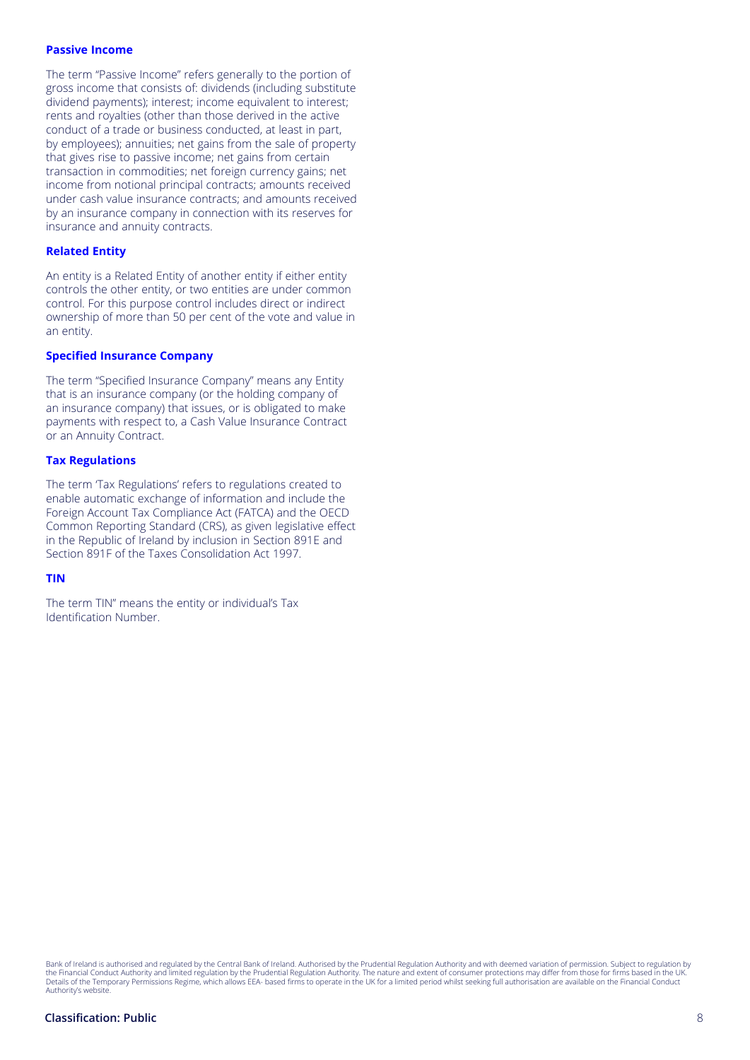### Passive Income

The term "Passive Income" refers generally to the portion of gross income that consists of: dividends (including substitute dividend payments); interest; income equivalent to interest; rents and royalties (other than those derived in the active conduct of a trade or business conducted, at least in part, by employees); annuities; net gains from the sale of property that gives rise to passive income; net gains from certain transaction in commodities; net foreign currency gains; net income from notional principal contracts; amounts received under cash value insurance contracts; and amounts received by an insurance company in connection with its reserves for insurance and annuity contracts.

### Related Entity

An entity is a Related Entity of another entity if either entity controls the other entity, or two entities are under common control. For this purpose control includes direct or indirect ownership of more than 50 per cent of the vote and value in an entity.

### Specified Insurance Company

The term "Specified Insurance Company" means any Entity that is an insurance company (or the holding company of an insurance company) that issues, or is obligated to make payments with respect to, a Cash Value Insurance Contract or an Annuity Contract.

### Tax Regulations

The term 'Tax Regulations' refers to regulations created to enable automatic exchange of information and include the Foreign Account Tax Compliance Act (FATCA) and the OECD Common Reporting Standard (CRS), as given legislative effect in the Republic of Ireland by inclusion in Section 891E and Section 891F of the Taxes Consolidation Act 1997.

### TIN

The term TIN" means the entity or individual's Tax Identification Number.

Bank of Ireland is authorised and regulated by the Central Bank of Ireland. Authorised by the Prudential Regulation Authority and with deemed variation of permission. Subject to regulation by the Financial Conduct Authority and limited regulation by the Prudential Regulation Authority. The nature and extent of consumer protections may differ from those for firms based in the UK. Details of the Temporary Permissions Regime, which allows EEA- based firms to operate in the UK for a limited period whilst seeking full authorisation are available on the Financial Conduct Authority's website.

**Classification: Public**